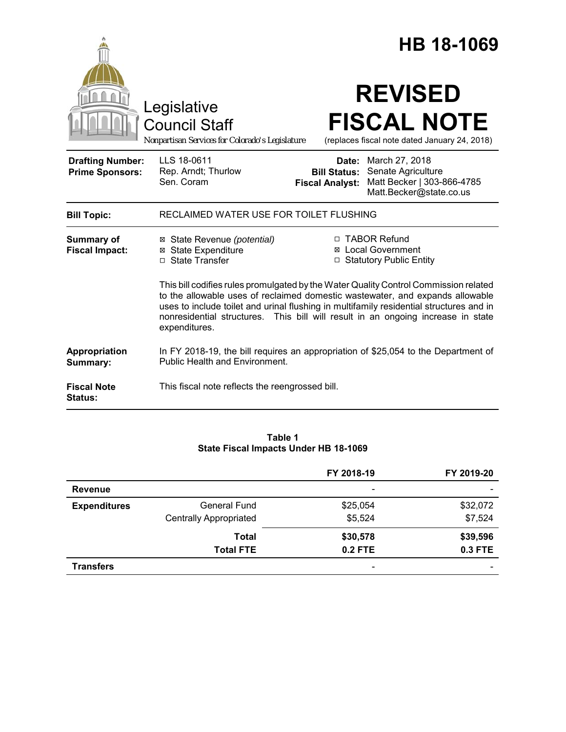# HB 18-1069

Legislative Council Staff

*Nonpartisan Services for Colorado's Legislature*

# REVISED FISCAL NOTE

(replaces fiscal note dated January 24, 2018)

| | | | |
|---|---|---|---|
| **Drafting Number:** | LLS 18-0611 | **Date:** | March 27, 2018 |
| **Prime Sponsors:** | Rep. Arndt; Thurlow<br>Sen. Coram | **Bill Status:** | Senate Agriculture |
| | | **Fiscal Analyst:** | Matt Becker \| 303-866-4785<br>Matt.Becker@state.co.us |

| | |
|---|---|
| **Bill Topic:** | RECLAIMED WATER USE FOR TOILET FLUSHING |

**Summary of Fiscal Impact:**

- ☒ State Revenue *(potential)*
- ☒ State Expenditure
- ☐ State Transfer
- ☐ TABOR Refund
- ☒ Local Government
- ☐ Statutory Public Entity

This bill codifies rules promulgated by the Water Quality Control Commission related to the allowable uses of reclaimed domestic wastewater, and expands allowable uses to include toilet and urinal flushing in multifamily residential structures and in nonresidential structures. This bill will result in an ongoing increase in state expenditures.

**Appropriation Summary:** In FY 2018-19, the bill requires an appropriation of $25,054 to the Department of Public Health and Environment.

**Fiscal Note Status:** This fiscal note reflects the reengrossed bill.

**Table 1**
**State Fiscal Impacts Under HB 18-1069**

| | | FY 2018-19 | FY 2019-20 |
|---|---|---|---|
| **Revenue** | | - | - |
| **Expenditures** | General Fund | $25,054 | $32,072 |
| | Centrally Appropriated | $5,524 | $7,524 |
| | **Total** | **$30,578** | **$39,596** |
| | **Total FTE** | **0.2 FTE** | **0.3 FTE** |
| **Transfers** | | - | - |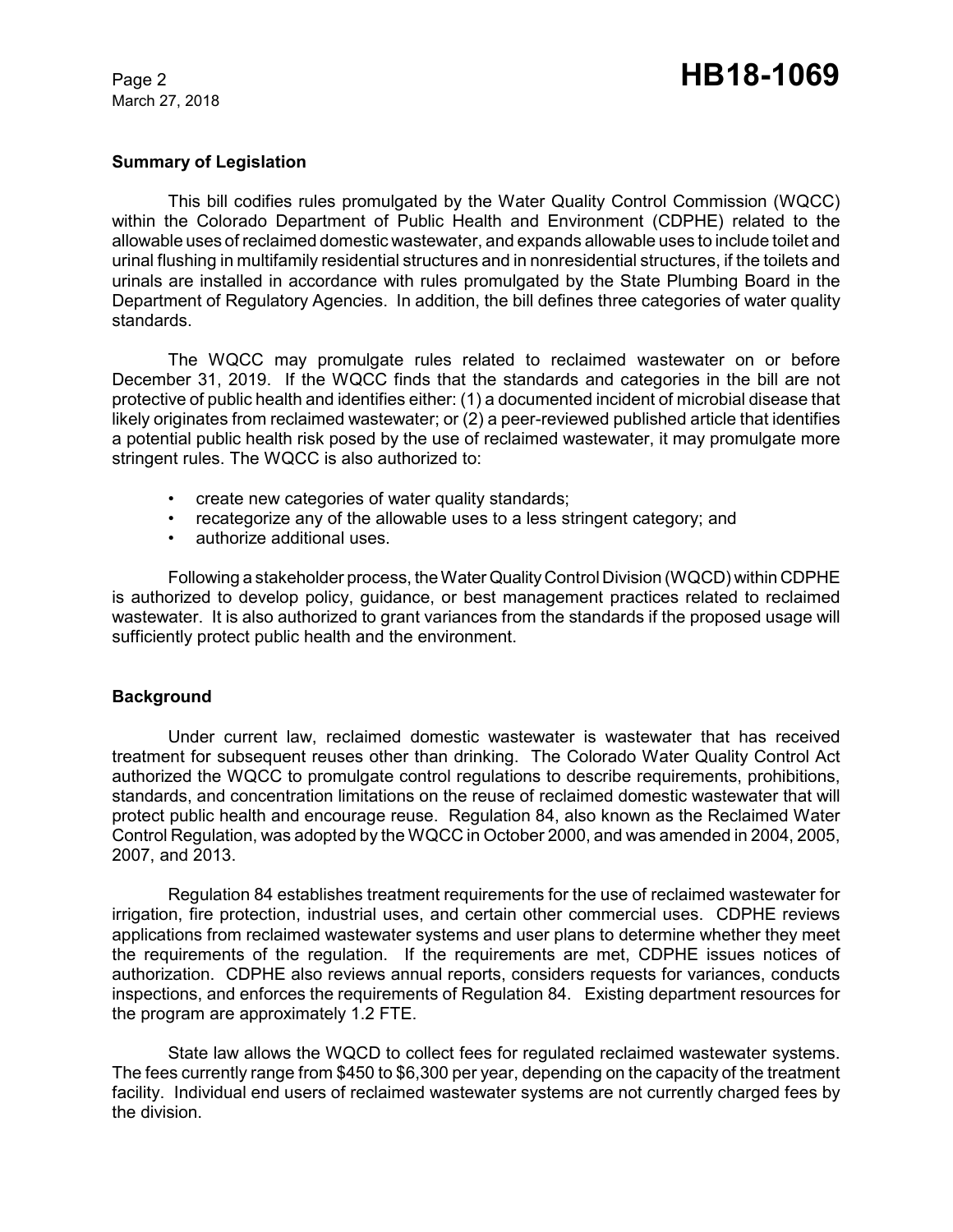## Summary of Legislation

This bill codifies rules promulgated by the Water Quality Control Commission (WQCC) within the Colorado Department of Public Health and Environment (CDPHE) related to the allowable uses of reclaimed domestic wastewater, and expands allowable uses to include toilet and urinal flushing in multifamily residential structures and in nonresidential structures, if the toilets and urinals are installed in accordance with rules promulgated by the State Plumbing Board in the Department of Regulatory Agencies. In addition, the bill defines three categories of water quality standards.

The WQCC may promulgate rules related to reclaimed wastewater on or before December 31, 2019. If the WQCC finds that the standards and categories in the bill are not protective of public health and identifies either: (1) a documented incident of microbial disease that likely originates from reclaimed wastewater; or (2) a peer-reviewed published article that identifies a potential public health risk posed by the use of reclaimed wastewater, it may promulgate more stringent rules. The WQCC is also authorized to:

- create new categories of water quality standards;
- recategorize any of the allowable uses to a less stringent category; and
- authorize additional uses.

Following a stakeholder process, the Water Quality Control Division (WQCD) within CDPHE is authorized to develop policy, guidance, or best management practices related to reclaimed wastewater. It is also authorized to grant variances from the standards if the proposed usage will sufficiently protect public health and the environment.

## Background

Under current law, reclaimed domestic wastewater is wastewater that has received treatment for subsequent reuses other than drinking. The Colorado Water Quality Control Act authorized the WQCC to promulgate control regulations to describe requirements, prohibitions, standards, and concentration limitations on the reuse of reclaimed domestic wastewater that will protect public health and encourage reuse. Regulation 84, also known as the Reclaimed Water Control Regulation, was adopted by the WQCC in October 2000, and was amended in 2004, 2005, 2007, and 2013.

Regulation 84 establishes treatment requirements for the use of reclaimed wastewater for irrigation, fire protection, industrial uses, and certain other commercial uses. CDPHE reviews applications from reclaimed wastewater systems and user plans to determine whether they meet the requirements of the regulation. If the requirements are met, CDPHE issues notices of authorization. CDPHE also reviews annual reports, considers requests for variances, conducts inspections, and enforces the requirements of Regulation 84. Existing department resources for the program are approximately 1.2 FTE.

State law allows the WQCD to collect fees for regulated reclaimed wastewater systems. The fees currently range from $450 to $6,300 per year, depending on the capacity of the treatment facility. Individual end users of reclaimed wastewater systems are not currently charged fees by the division.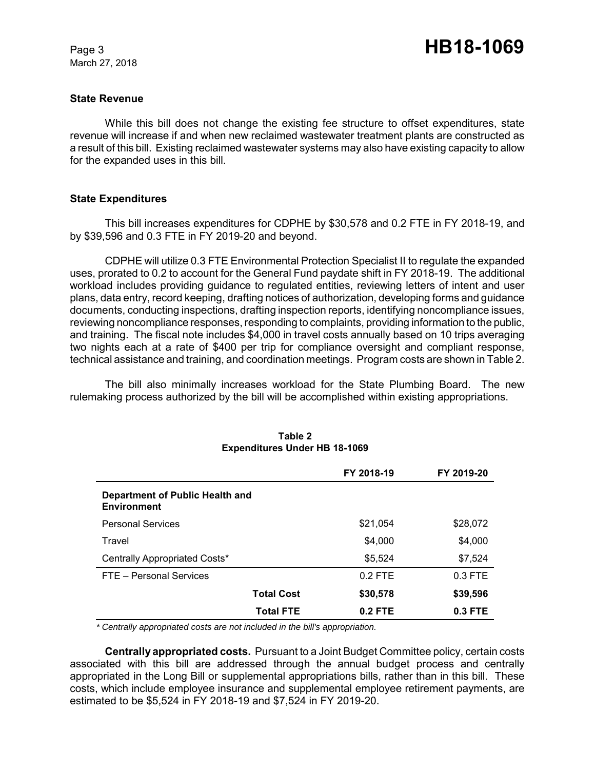## State Revenue

While this bill does not change the existing fee structure to offset expenditures, state revenue will increase if and when new reclaimed wastewater treatment plants are constructed as a result of this bill. Existing reclaimed wastewater systems may also have existing capacity to allow for the expanded uses in this bill.

## State Expenditures

This bill increases expenditures for CDPHE by $30,578 and 0.2 FTE in FY 2018-19, and by $39,596 and 0.3 FTE in FY 2019-20 and beyond.

CDPHE will utilize 0.3 FTE Environmental Protection Specialist II to regulate the expanded uses, prorated to 0.2 to account for the General Fund paydate shift in FY 2018-19. The additional workload includes providing guidance to regulated entities, reviewing letters of intent and user plans, data entry, record keeping, drafting notices of authorization, developing forms and guidance documents, conducting inspections, drafting inspection reports, identifying noncompliance issues, reviewing noncompliance responses, responding to complaints, providing information to the public, and training. The fiscal note includes $4,000 in travel costs annually based on 10 trips averaging two nights each at a rate of $400 per trip for compliance oversight and compliant response, technical assistance and training, and coordination meetings. Program costs are shown in Table 2.

The bill also minimally increases workload for the State Plumbing Board. The new rulemaking process authorized by the bill will be accomplished within existing appropriations.

**Table 2**
**Expenditures Under HB 18-1069**

| | FY 2018-19 | FY 2019-20 |
|---|---|---|
| **Department of Public Health and Environment** | | |
| Personal Services | $21,054 | $28,072 |
| Travel | $4,000 | $4,000 |
| Centrally Appropriated Costs* | $5,524 | $7,524 |
| FTE – Personal Services | 0.2 FTE | 0.3 FTE |
| **Total Cost** | **$30,578** | **$39,596** |
| **Total FTE** | **0.2 FTE** | **0.3 FTE** |

*\* Centrally appropriated costs are not included in the bill's appropriation.*

**Centrally appropriated costs.** Pursuant to a Joint Budget Committee policy, certain costs associated with this bill are addressed through the annual budget process and centrally appropriated in the Long Bill or supplemental appropriations bills, rather than in this bill. These costs, which include employee insurance and supplemental employee retirement payments, are estimated to be $5,524 in FY 2018-19 and $7,524 in FY 2019-20.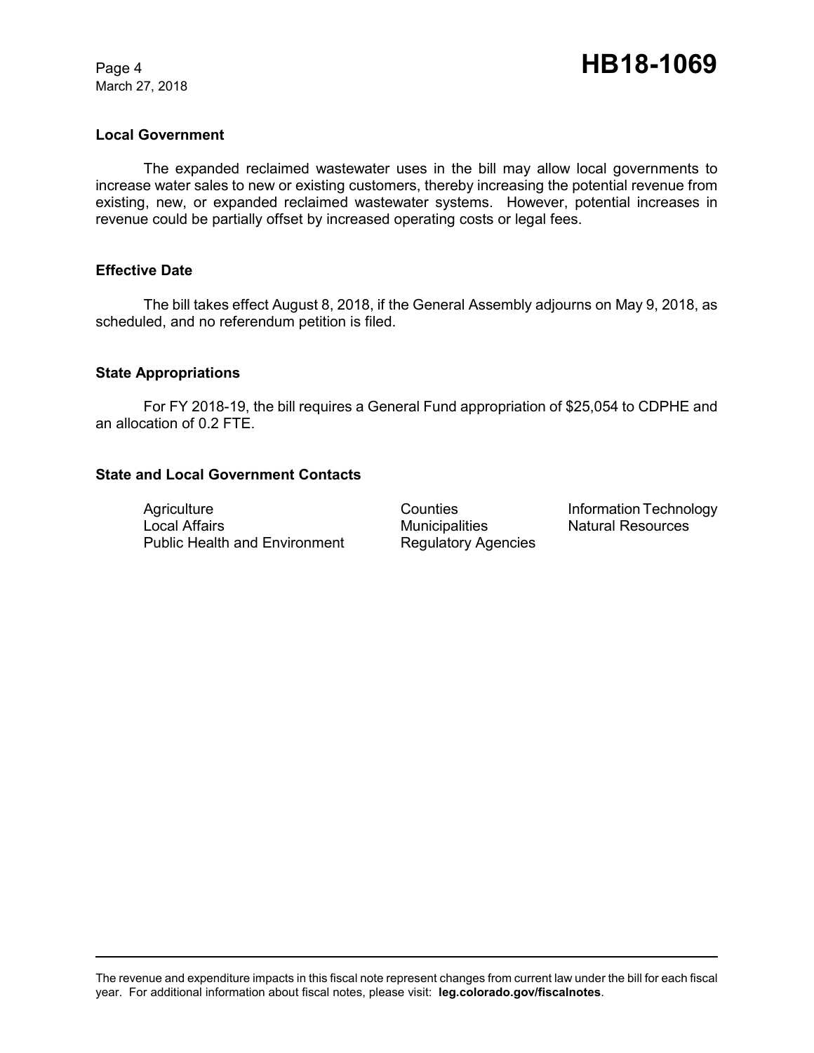### Local Government

The expanded reclaimed wastewater uses in the bill may allow local governments to increase water sales to new or existing customers, thereby increasing the potential revenue from existing, new, or expanded reclaimed wastewater systems. However, potential increases in revenue could be partially offset by increased operating costs or legal fees.

### Effective Date

The bill takes effect August 8, 2018, if the General Assembly adjourns on May 9, 2018, as scheduled, and no referendum petition is filed.

### State Appropriations

For FY 2018-19, the bill requires a General Fund appropriation of $25,054 to CDPHE and an allocation of 0.2 FTE.

### State and Local Government Contacts

| | | |
|---|---|---|
| Agriculture | Counties | Information Technology |
| Local Affairs | Municipalities | Natural Resources |
| Public Health and Environment | Regulatory Agencies | |

The revenue and expenditure impacts in this fiscal note represent changes from current law under the bill for each fiscal year. For additional information about fiscal notes, please visit: **leg.colorado.gov/fiscalnotes**.